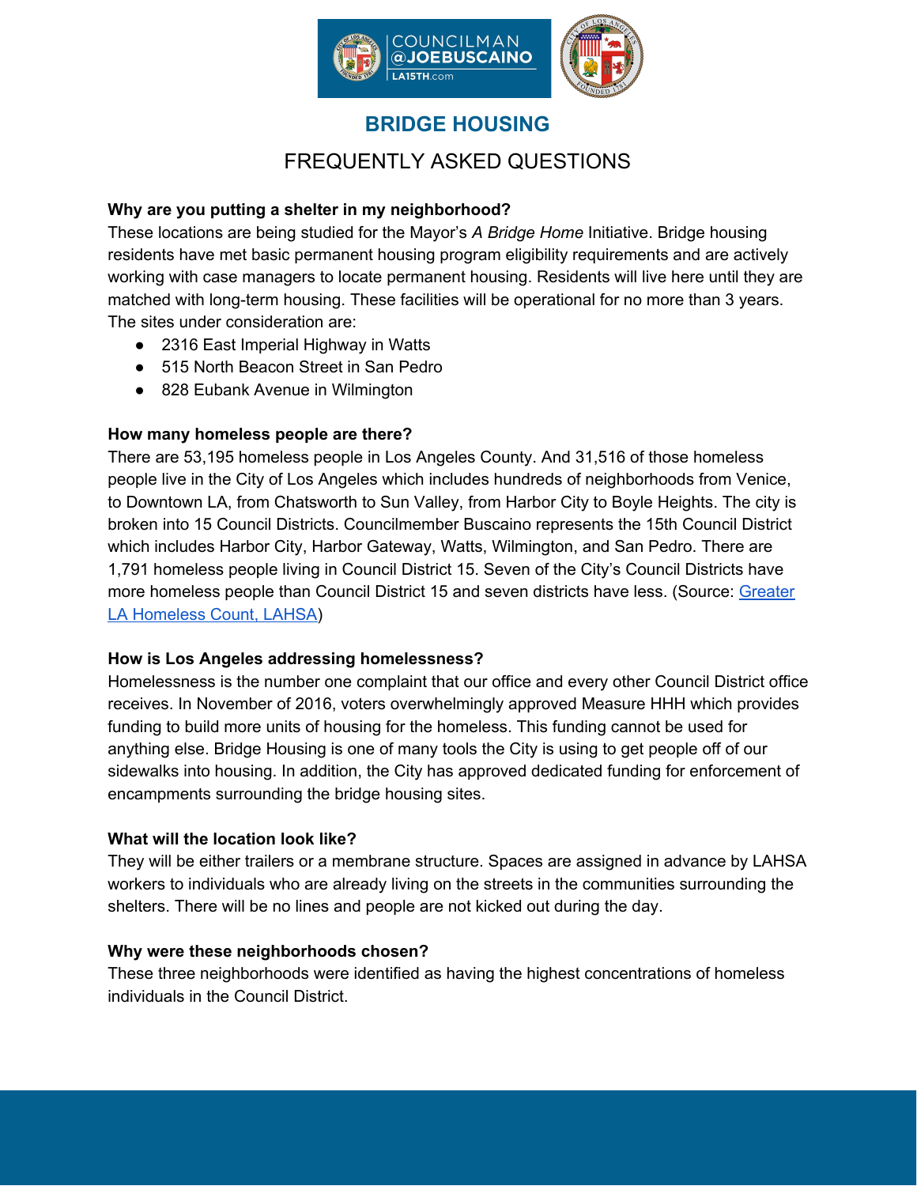# BRIDGE HOUSING

## FREQUENTLY ASKED QUESTIONS

**Why are you putting a shelter in my neighborhood?**

These locations are being studied for the Mayor's *A Bridge Home* Initiative. Bridge housing residents have met basic permanent housing program eligibility requirements and are actively working with case managers to locate permanent housing. Residents will live here until they are matched with long-term housing. These facilities will be operational for no more than 3 years. The sites under consideration are:

- 2316 East Imperial Highway in Watts
- 515 North Beacon Street in San Pedro
- 828 Eubank Avenue in Wilmington

**How many homeless people are there?**

There are 53,195 homeless people in Los Angeles County. And 31,516 of those homeless people live in the City of Los Angeles which includes hundreds of neighborhoods from Venice, to Downtown LA, from Chatsworth to Sun Valley, from Harbor City to Boyle Heights. The city is broken into 15 Council Districts. Councilmember Buscaino represents the 15th Council District which includes Harbor City, Harbor Gateway, Watts, Wilmington, and San Pedro. There are 1,791 homeless people living in Council District 15. Seven of the City's Council Districts have more homeless people than Council District 15 and seven districts have less. (Source: Greater LA Homeless Count, LAHSA)

**How is Los Angeles addressing homelessness?**

Homelessness is the number one complaint that our office and every other Council District office receives. In November of 2016, voters overwhelmingly approved Measure HHH which provides funding to build more units of housing for the homeless. This funding cannot be used for anything else. Bridge Housing is one of many tools the City is using to get people off of our sidewalks into housing. In addition, the City has approved dedicated funding for enforcement of encampments surrounding the bridge housing sites.

**What will the location look like?**

They will be either trailers or a membrane structure. Spaces are assigned in advance by LAHSA workers to individuals who are already living on the streets in the communities surrounding the shelters. There will be no lines and people are not kicked out during the day.

**Why were these neighborhoods chosen?**

These three neighborhoods were identified as having the highest concentrations of homeless individuals in the Council District.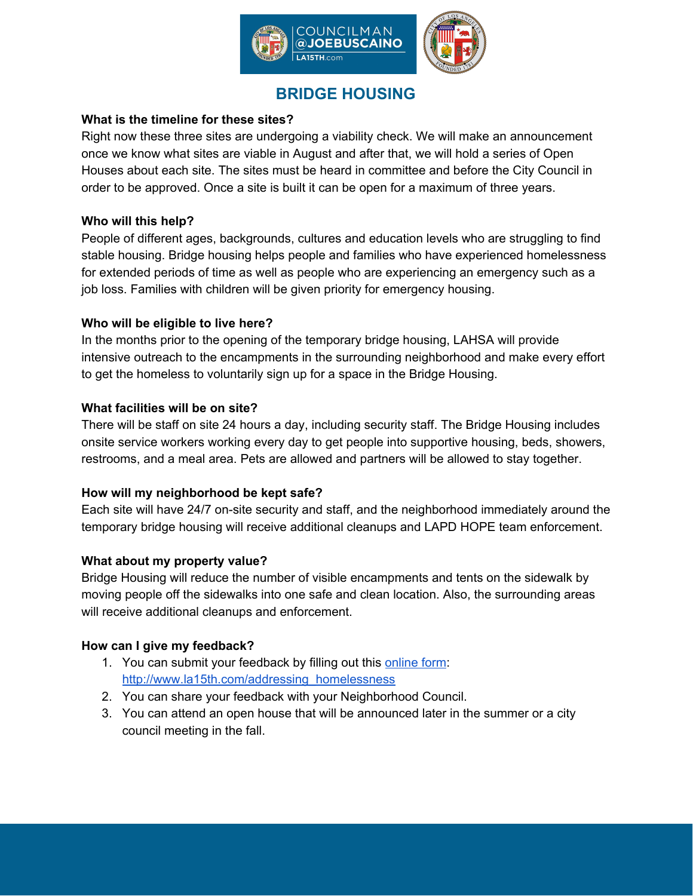# BRIDGE HOUSING

**What is the timeline for these sites?**
Right now these three sites are undergoing a viability check. We will make an announcement once we know what sites are viable in August and after that, we will hold a series of Open Houses about each site. The sites must be heard in committee and before the City Council in order to be approved. Once a site is built it can be open for a maximum of three years.

**Who will this help?**
People of different ages, backgrounds, cultures and education levels who are struggling to find stable housing. Bridge housing helps people and families who have experienced homelessness for extended periods of time as well as people who are experiencing an emergency such as a job loss. Families with children will be given priority for emergency housing.

**Who will be eligible to live here?**
In the months prior to the opening of the temporary bridge housing, LAHSA will provide intensive outreach to the encampments in the surrounding neighborhood and make every effort to get the homeless to voluntarily sign up for a space in the Bridge Housing.

**What facilities will be on site?**
There will be staff on site 24 hours a day, including security staff. The Bridge Housing includes onsite service workers working every day to get people into supportive housing, beds, showers, restrooms, and a meal area. Pets are allowed and partners will be allowed to stay together.

**How will my neighborhood be kept safe?**
Each site will have 24/7 on-site security and staff, and the neighborhood immediately around the temporary bridge housing will receive additional cleanups and LAPD HOPE team enforcement.

**What about my property value?**
Bridge Housing will reduce the number of visible encampments and tents on the sidewalk by moving people off the sidewalks into one safe and clean location. Also, the surrounding areas will receive additional cleanups and enforcement.

**How can I give my feedback?**

1. You can submit your feedback by filling out this online form: http://www.la15th.com/addressing_homelessness
2. You can share your feedback with your Neighborhood Council.
3. You can attend an open house that will be announced later in the summer or a city council meeting in the fall.